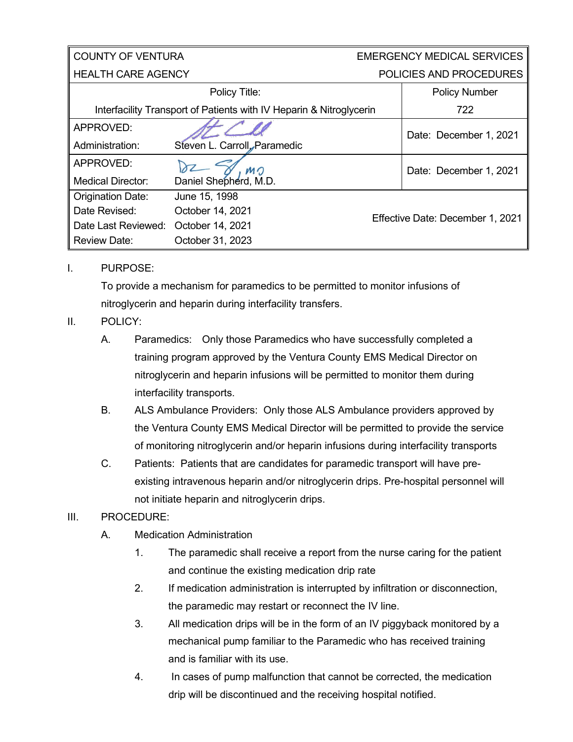| COUNTY OF VENTURA | | EMERGENCY MEDICAL SERVICES |
|---|---|---|
| HEALTH CARE AGENCY | | POLICIES AND PROCEDURES |
| Policy Title:<br>Interfacility Transport of Patients with IV Heparin & Nitroglycerin | | Policy Number<br>722 |
| APPROVED:<br>Administration: | Steven L. Carroll, Paramedic | Date: December 1, 2021 |
| APPROVED:<br>Medical Director: | Daniel Shepherd, M.D. | Date: December 1, 2021 |
| Origination Date:<br>Date Revised:<br>Date Last Reviewed:<br>Review Date: | June 15, 1998<br>October 14, 2021<br>October 14, 2021<br>October 31, 2023 | Effective Date: December 1, 2021 |

I. PURPOSE:

To provide a mechanism for paramedics to be permitted to monitor infusions of nitroglycerin and heparin during interfacility transfers.

II. POLICY:

A. Paramedics: Only those Paramedics who have successfully completed a training program approved by the Ventura County EMS Medical Director on nitroglycerin and heparin infusions will be permitted to monitor them during interfacility transports.

B. ALS Ambulance Providers: Only those ALS Ambulance providers approved by the Ventura County EMS Medical Director will be permitted to provide the service of monitoring nitroglycerin and/or heparin infusions during interfacility transports

C. Patients: Patients that are candidates for paramedic transport will have pre-existing intravenous heparin and/or nitroglycerin drips. Pre-hospital personnel will not initiate heparin and nitroglycerin drips.

III. PROCEDURE:

A. Medication Administration

1. The paramedic shall receive a report from the nurse caring for the patient and continue the existing medication drip rate

2. If medication administration is interrupted by infiltration or disconnection, the paramedic may restart or reconnect the IV line.

3. All medication drips will be in the form of an IV piggyback monitored by a mechanical pump familiar to the Paramedic who has received training and is familiar with its use.

4. In cases of pump malfunction that cannot be corrected, the medication drip will be discontinued and the receiving hospital notified.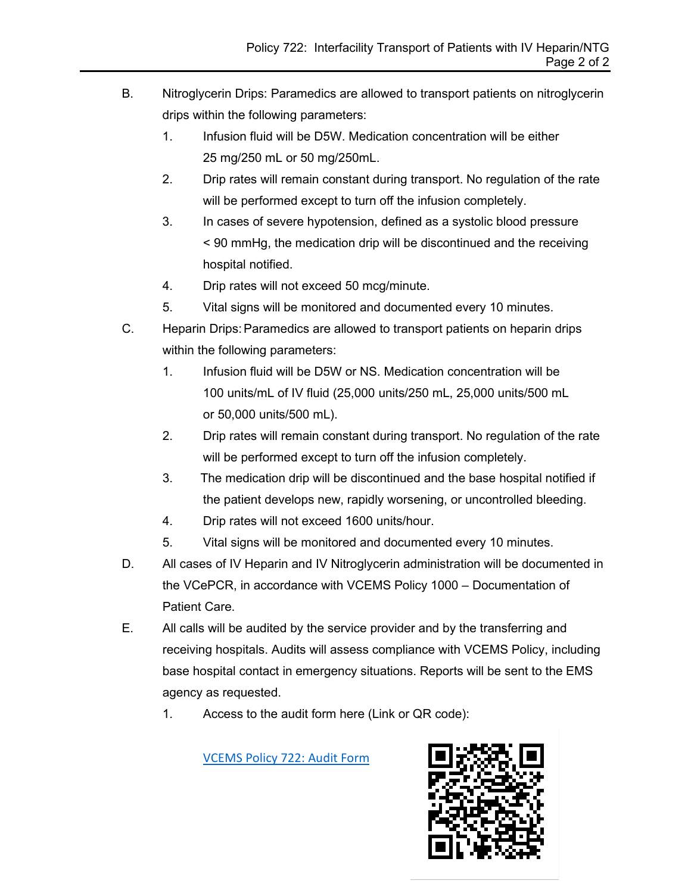B. Nitroglycerin Drips: Paramedics are allowed to transport patients on nitroglycerin drips within the following parameters:

   1. Infusion fluid will be D5W. Medication concentration will be either 25 mg/250 mL or 50 mg/250mL.
   2. Drip rates will remain constant during transport. No regulation of the rate will be performed except to turn off the infusion completely.
   3. In cases of severe hypotension, defined as a systolic blood pressure < 90 mmHg, the medication drip will be discontinued and the receiving hospital notified.
   4. Drip rates will not exceed 50 mcg/minute.
   5. Vital signs will be monitored and documented every 10 minutes.

C. Heparin Drips: Paramedics are allowed to transport patients on heparin drips within the following parameters:

   1. Infusion fluid will be D5W or NS. Medication concentration will be 100 units/mL of IV fluid (25,000 units/250 mL, 25,000 units/500 mL or 50,000 units/500 mL).
   2. Drip rates will remain constant during transport. No regulation of the rate will be performed except to turn off the infusion completely.
   3. The medication drip will be discontinued and the base hospital notified if the patient develops new, rapidly worsening, or uncontrolled bleeding.
   4. Drip rates will not exceed 1600 units/hour.
   5. Vital signs will be monitored and documented every 10 minutes.

D. All cases of IV Heparin and IV Nitroglycerin administration will be documented in the VCePCR, in accordance with VCEMS Policy 1000 – Documentation of Patient Care.

E. All calls will be audited by the service provider and by the transferring and receiving hospitals. Audits will assess compliance with VCEMS Policy, including base hospital contact in emergency situations. Reports will be sent to the EMS agency as requested.

   1. Access to the audit form here (Link or QR code):

      VCEMS Policy 722: Audit Form